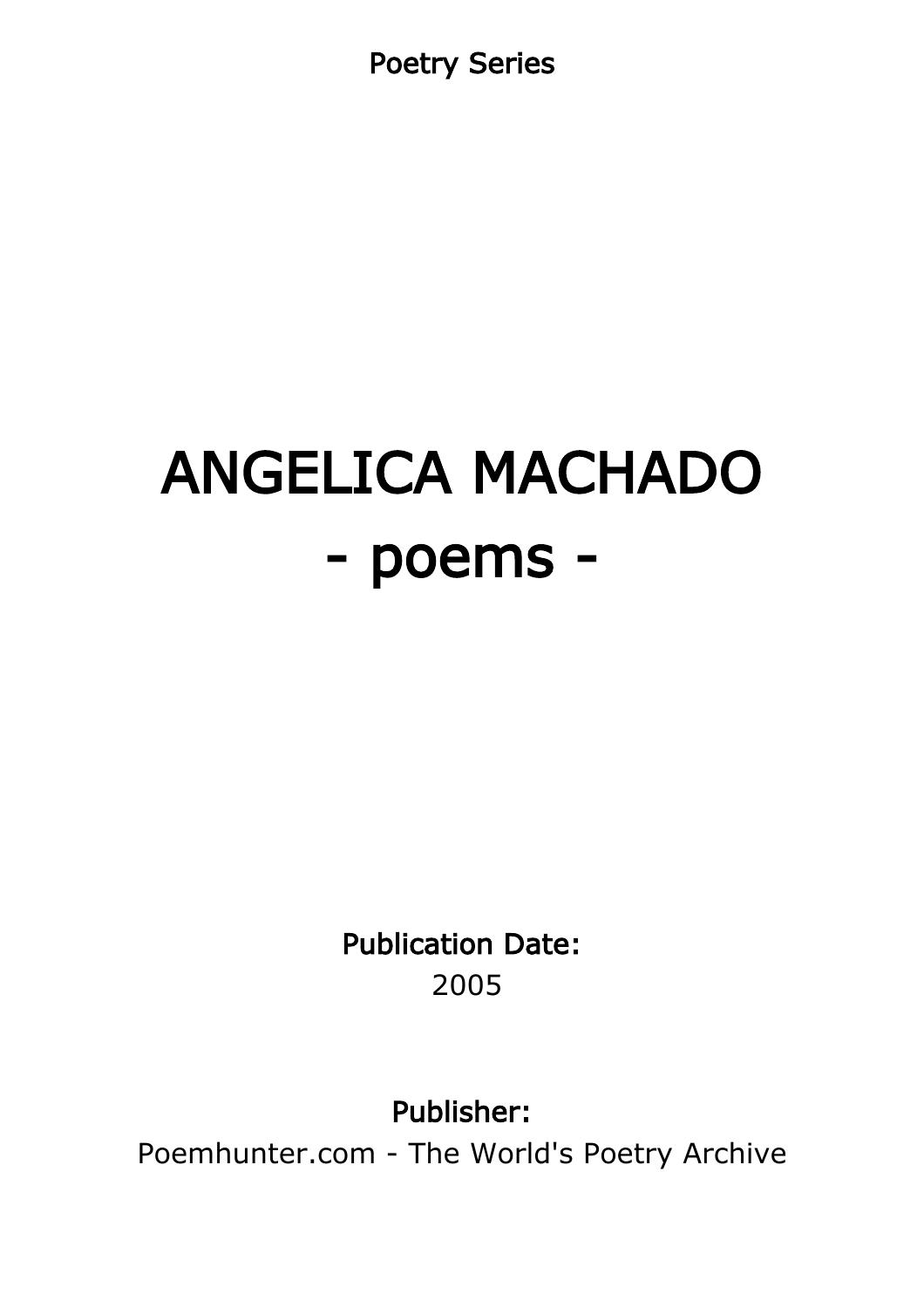Poetry Series

# ANGELICA MACHADO
# - poems -

**Publication Date:**
2005

**Publisher:**
Poemhunter.com - The World's Poetry Archive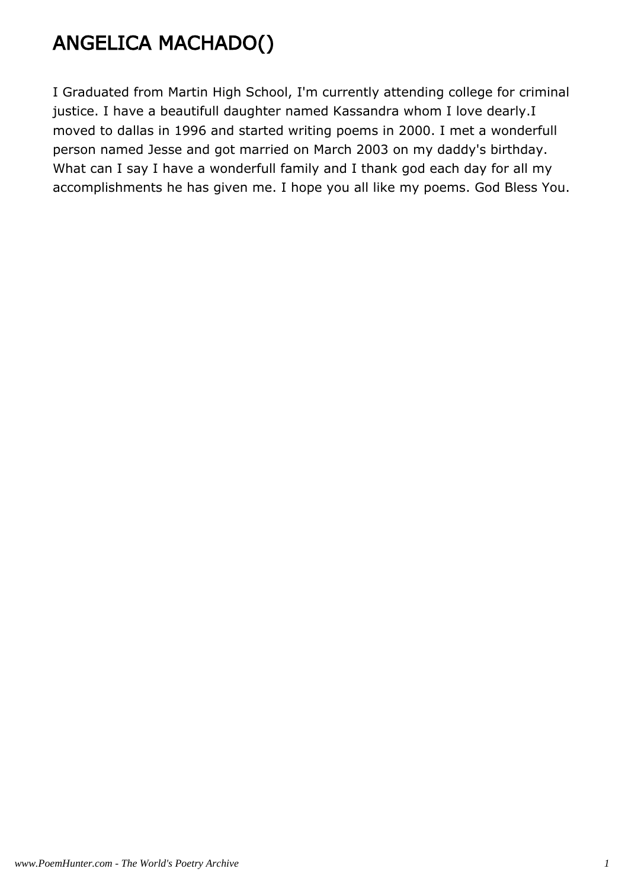# ANGELICA MACHADO()

I Graduated from Martin High School, I'm currently attending college for criminal justice. I have a beautifull daughter named Kassandra whom I love dearly.I moved to dallas in 1996 and started writing poems in 2000. I met a wonderfull person named Jesse and got married on March 2003 on my daddy's birthday. What can I say I have a wonderfull family and I thank god each day for all my accomplishments he has given me. I hope you all like my poems. God Bless You.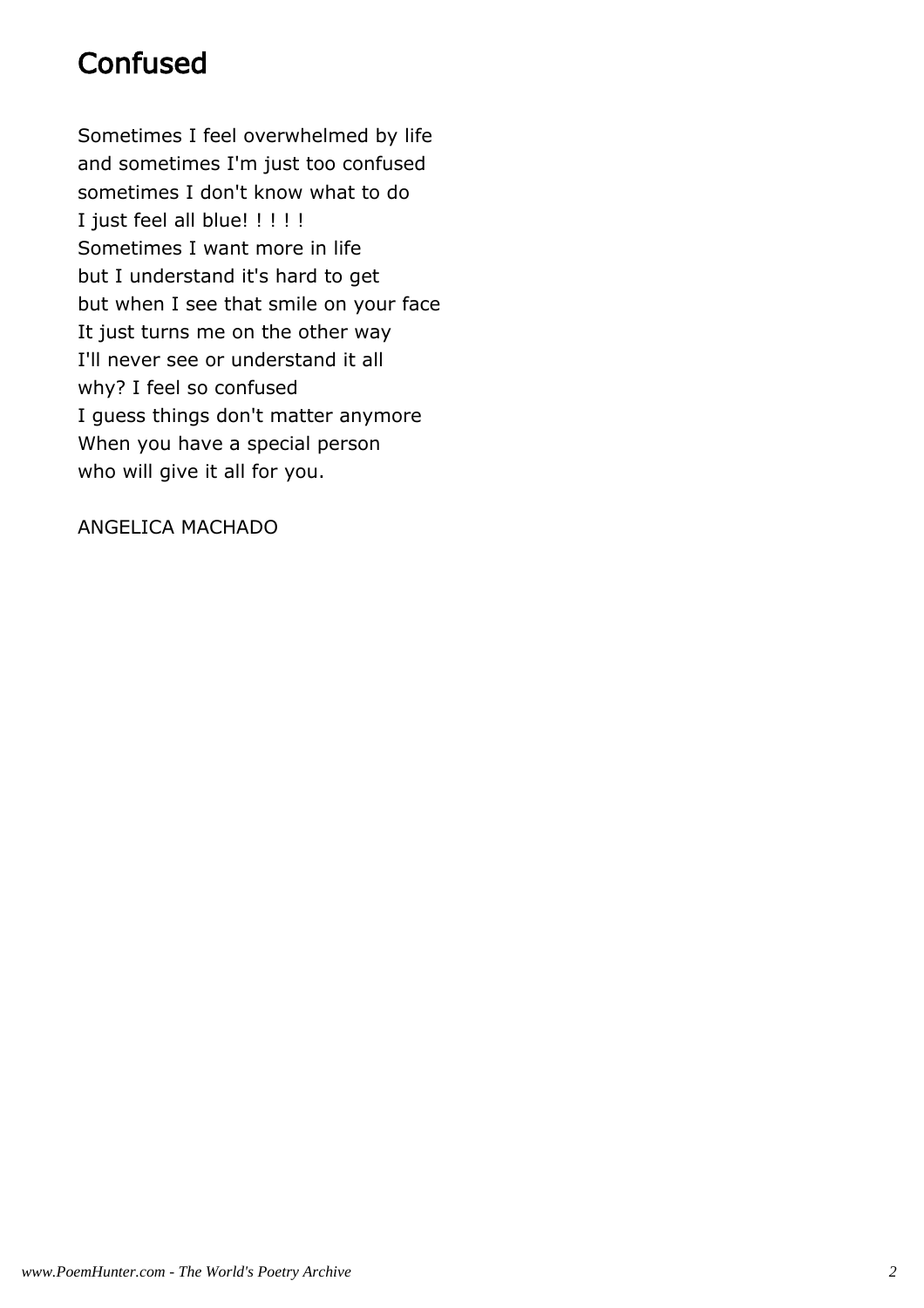# Confused

Sometimes I feel overwhelmed by life
and sometimes I'm just too confused
sometimes I don't know what to do
I just feel all blue! ! ! ! !
Sometimes I want more in life
but I understand it's hard to get
but when I see that smile on your face
It just turns me on the other way
I'll never see or understand it all
why? I feel so confused
I guess things don't matter anymore
When you have a special person
who will give it all for you.

ANGELICA MACHADO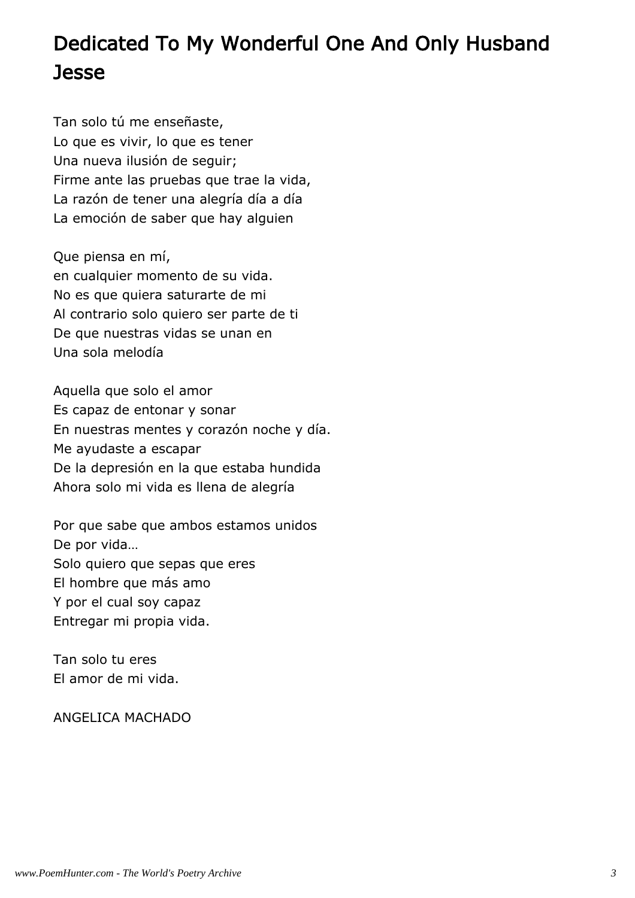# Dedicated To My Wonderful One And Only Husband Jesse

Tan solo tú me enseñaste,
Lo que es vivir, lo que es tener
Una nueva ilusión de seguir;
Firme ante las pruebas que trae la vida,
La razón de tener una alegría día a día
La emoción de saber que hay alguien

Que piensa en mí,
en cualquier momento de su vida.
No es que quiera saturarte de mi
Al contrario solo quiero ser parte de ti
De que nuestras vidas se unan en
Una sola melodía

Aquella que solo el amor
Es capaz de entonar y sonar
En nuestras mentes y corazón noche y día.
Me ayudaste a escapar
De la depresión en la que estaba hundida
Ahora solo mi vida es llena de alegría

Por que sabe que ambos estamos unidos
De por vida…
Solo quiero que sepas que eres
El hombre que más amo
Y por el cual soy capaz
Entregar mi propia vida.

Tan solo tu eres
El amor de mi vida.

ANGELICA MACHADO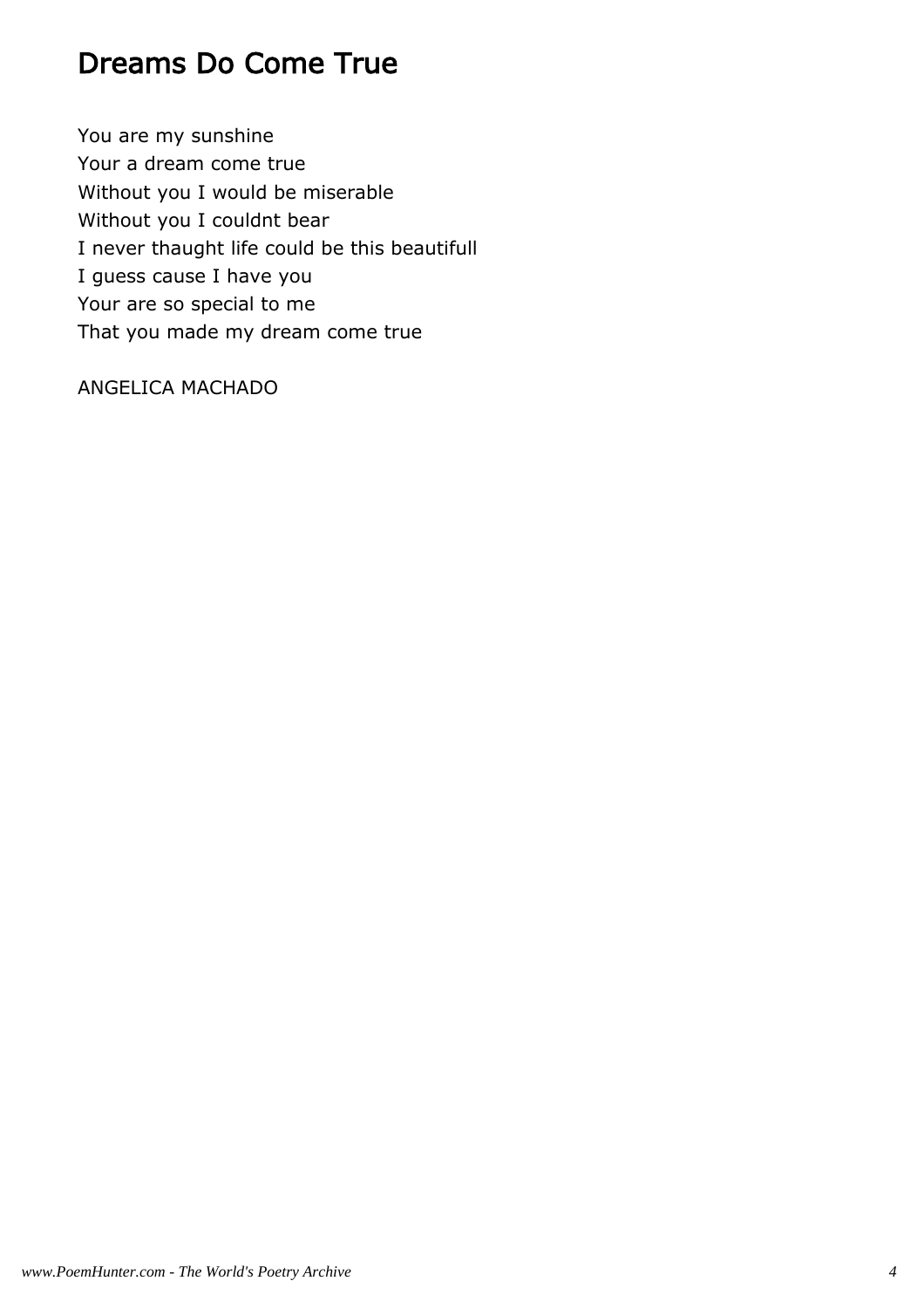# Dreams Do Come True

You are my sunshine  
Your a dream come true  
Without you I would be miserable  
Without you I couldnt bear  
I never thaught life could be this beautifull  
I guess cause I have you  
Your are so special to me  
That you made my dream come true

ANGELICA MACHADO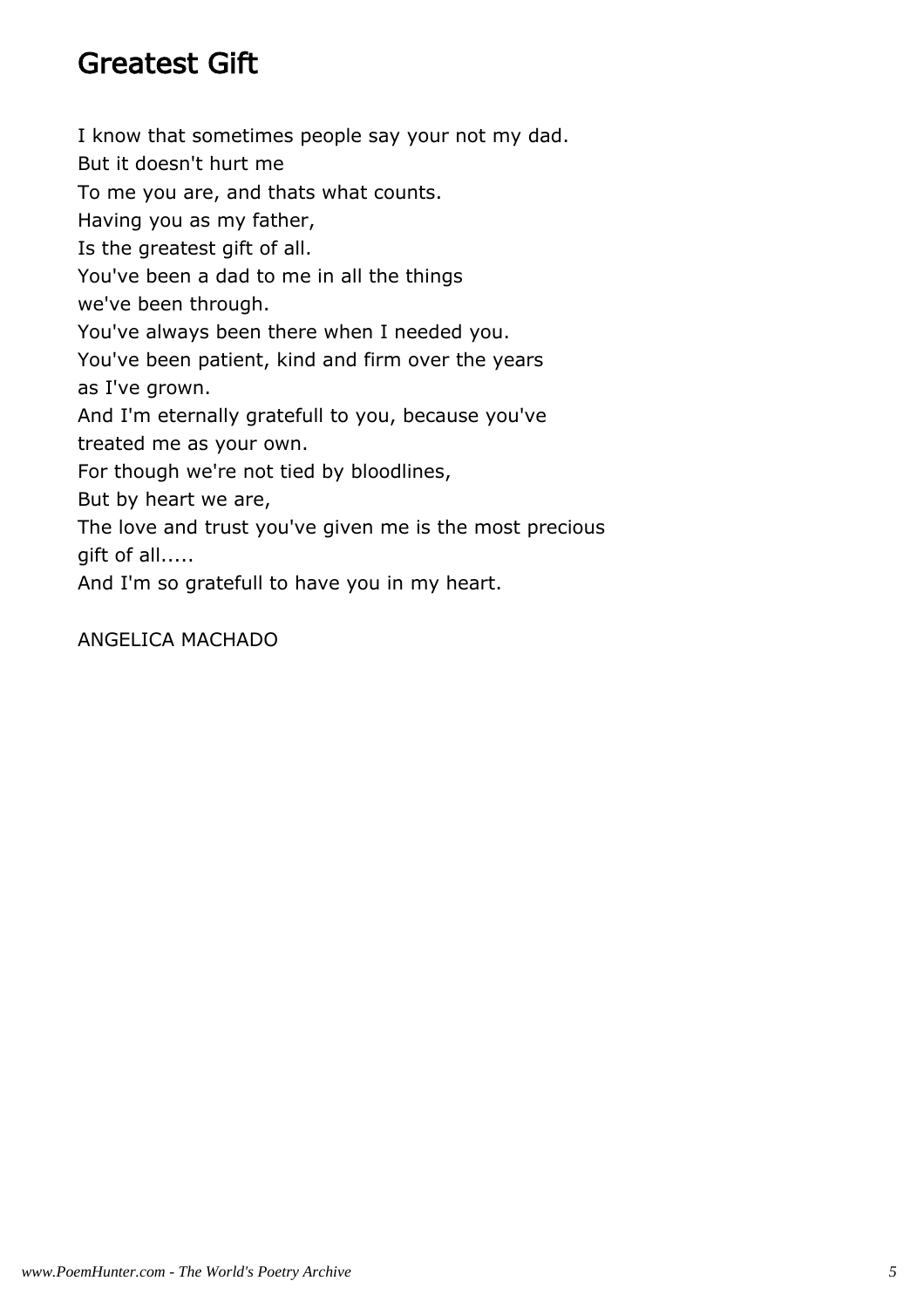# Greatest Gift

I know that sometimes people say your not my dad.  
But it doesn't hurt me  
To me you are, and thats what counts.  
Having you as my father,  
Is the greatest gift of all.  
You've been a dad to me in all the things  
we've been through.  
You've always been there when I needed you.  
You've been patient, kind and firm over the years  
as I've grown.  
And I'm eternally gratefull to you, because you've  
treated me as your own.  
For though we're not tied by bloodlines,  
But by heart we are,  
The love and trust you've given me is the most precious  
gift of all.....  
And I'm so gratefull to have you in my heart.

ANGELICA MACHADO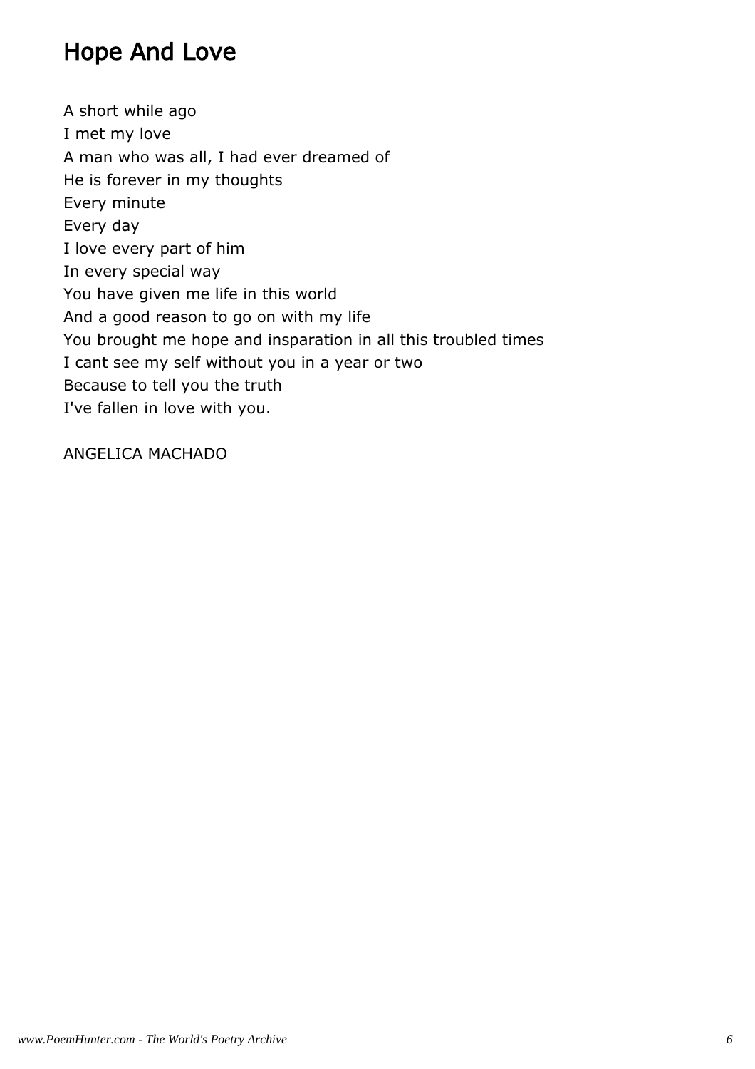# Hope And Love

A short while ago  
I met my love  
A man who was all, I had ever dreamed of  
He is forever in my thoughts  
Every minute  
Every day  
I love every part of him  
In every special way  
You have given me life in this world  
And a good reason to go on with my life  
You brought me hope and insparation in all this troubled times  
I cant see my self without you in a year or two  
Because to tell you the truth  
I've fallen in love with you.

ANGELICA MACHADO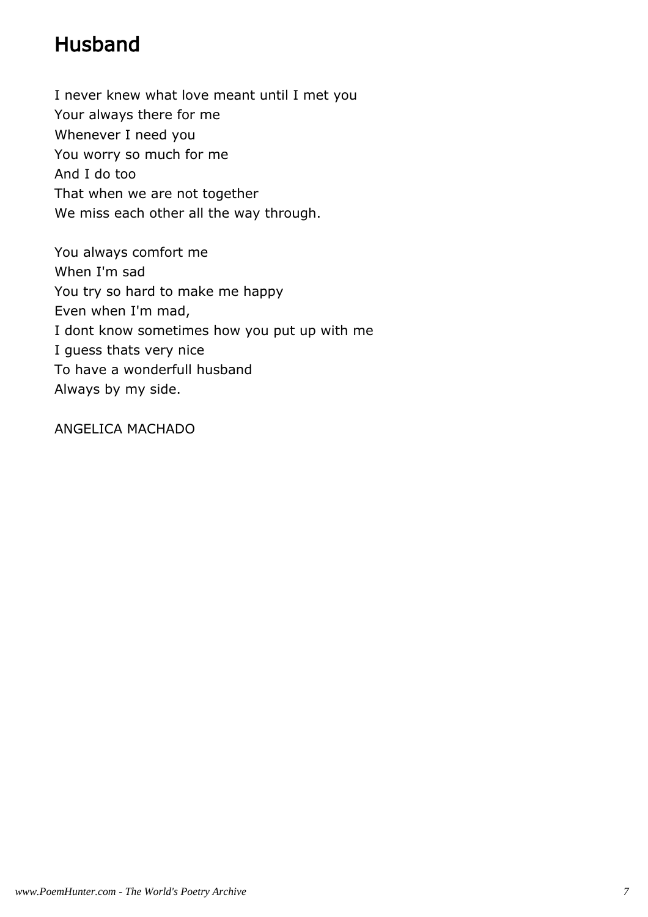# Husband

I never knew what love meant until I met you  
Your always there for me  
Whenever I need you  
You worry so much for me  
And I do too  
That when we are not together  
We miss each other all the way through.

You always comfort me  
When I'm sad  
You try so hard to make me happy  
Even when I'm mad,  
I dont know sometimes how you put up with me  
I guess thats very nice  
To have a wonderfull husband  
Always by my side.

ANGELICA MACHADO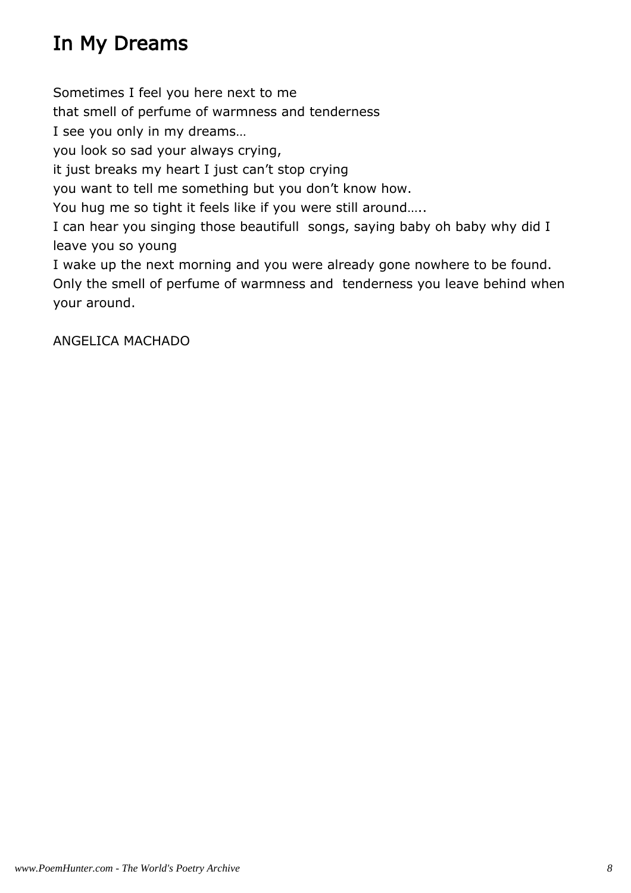# In My Dreams

Sometimes I feel you here next to me  
that smell of perfume of warmness and tenderness  
I see you only in my dreams…  
you look so sad your always crying,  
it just breaks my heart I just can’t stop crying  
you want to tell me something but you don’t know how.  
You hug me so tight it feels like if you were still around…..  
I can hear you singing those beautifull songs, saying baby oh baby why did I leave you so young  
I wake up the next morning and you were already gone nowhere to be found.  
Only the smell of perfume of warmness and tenderness you leave behind when your around.

ANGELICA MACHADO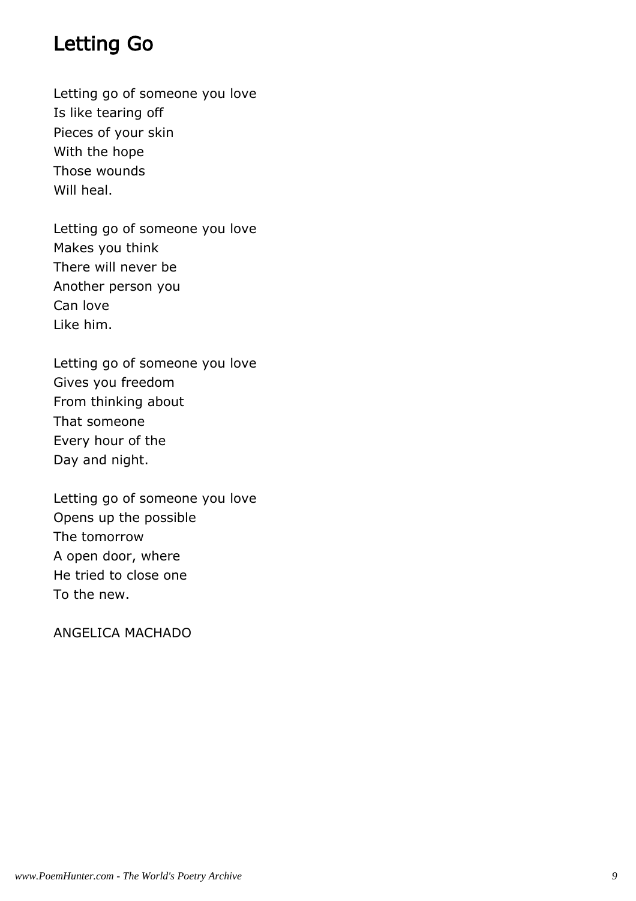# Letting Go

Letting go of someone you love  
Is like tearing off  
Pieces of your skin  
With the hope  
Those wounds  
Will heal.

Letting go of someone you love  
Makes you think  
There will never be  
Another person you  
Can love  
Like him.

Letting go of someone you love  
Gives you freedom  
From thinking about  
That someone  
Every hour of the  
Day and night.

Letting go of someone you love  
Opens up the possible  
The tomorrow  
A open door, where  
He tried to close one  
To the new.

ANGELICA MACHADO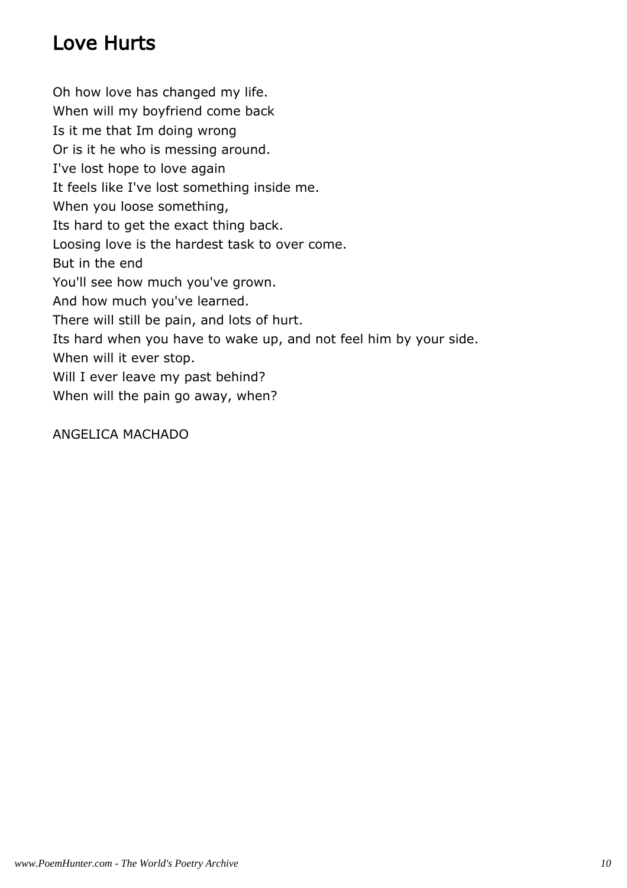# Love Hurts

Oh how love has changed my life.
When will my boyfriend come back
Is it me that Im doing wrong
Or is it he who is messing around.
I've lost hope to love again
It feels like I've lost something inside me.
When you loose something,
Its hard to get the exact thing back.
Loosing love is the hardest task to over come.
But in the end
You'll see how much you've grown.
And how much you've learned.
There will still be pain, and lots of hurt.
Its hard when you have to wake up, and not feel him by your side.
When will it ever stop.
Will I ever leave my past behind?
When will the pain go away, when?

ANGELICA MACHADO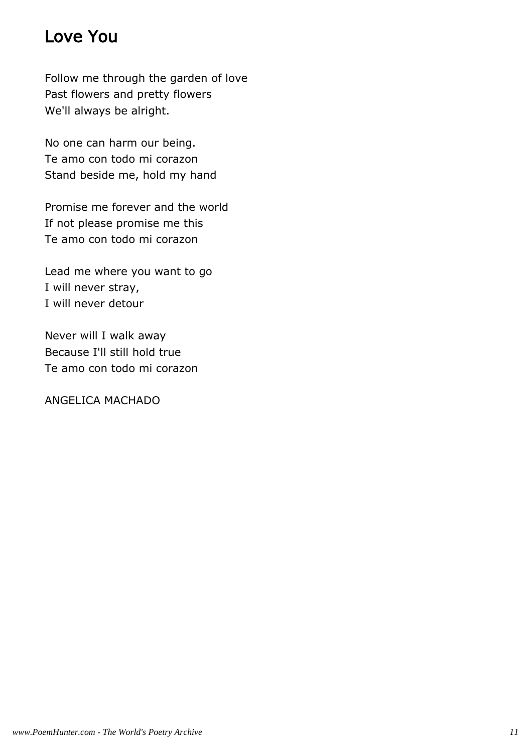# Love You

Follow me through the garden of love
Past flowers and pretty flowers
We'll always be alright.

No one can harm our being.
Te amo con todo mi corazon
Stand beside me, hold my hand

Promise me forever and the world
If not please promise me this
Te amo con todo mi corazon

Lead me where you want to go
I will never stray,
I will never detour

Never will I walk away
Because I'll still hold true
Te amo con todo mi corazon

ANGELICA MACHADO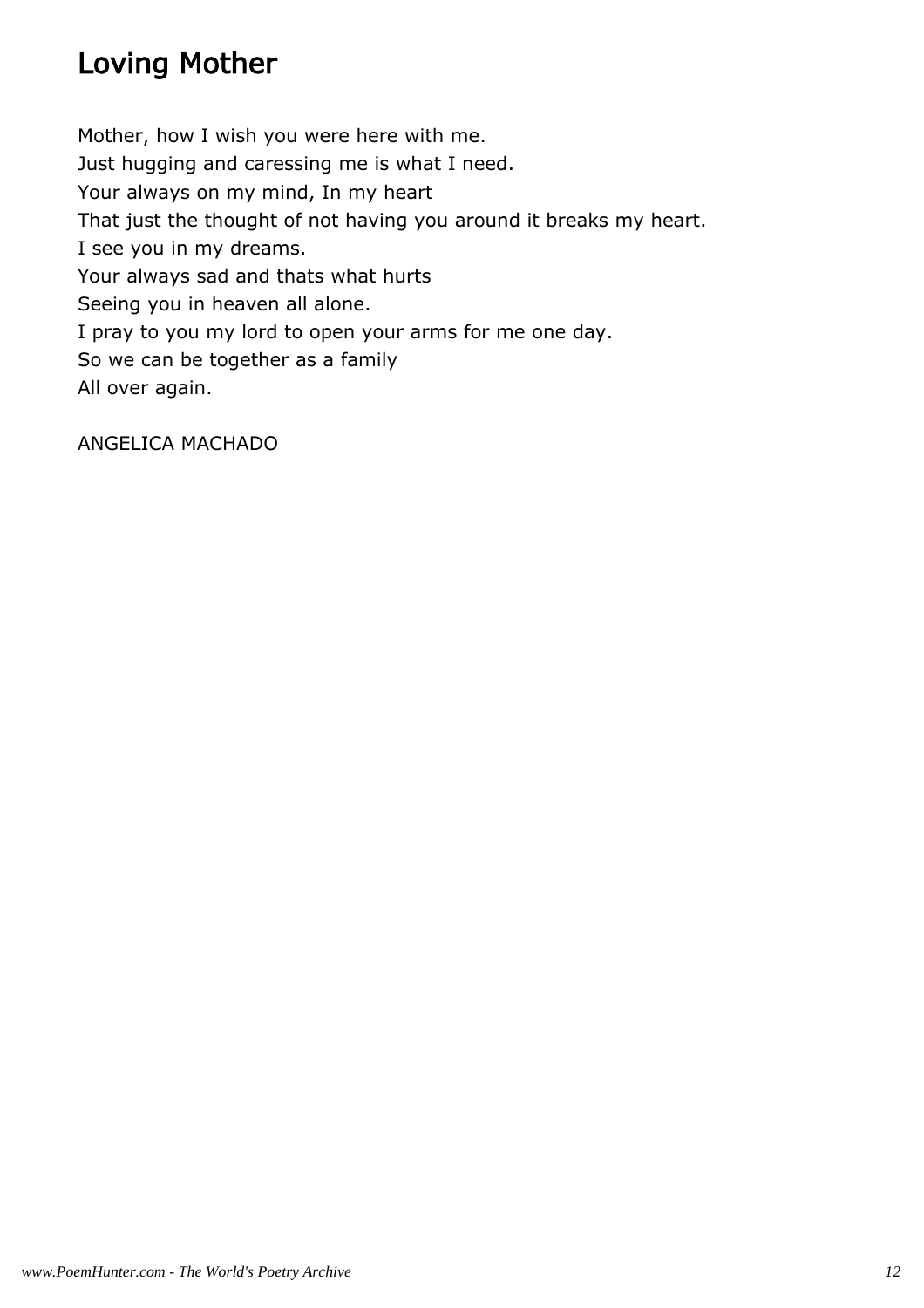# Loving Mother

Mother, how I wish you were here with me.  
Just hugging and caressing me is what I need.  
Your always on my mind, In my heart  
That just the thought of not having you around it breaks my heart.  
I see you in my dreams.  
Your always sad and thats what hurts  
Seeing you in heaven all alone.  
I pray to you my lord to open your arms for me one day.  
So we can be together as a family  
All over again.

ANGELICA MACHADO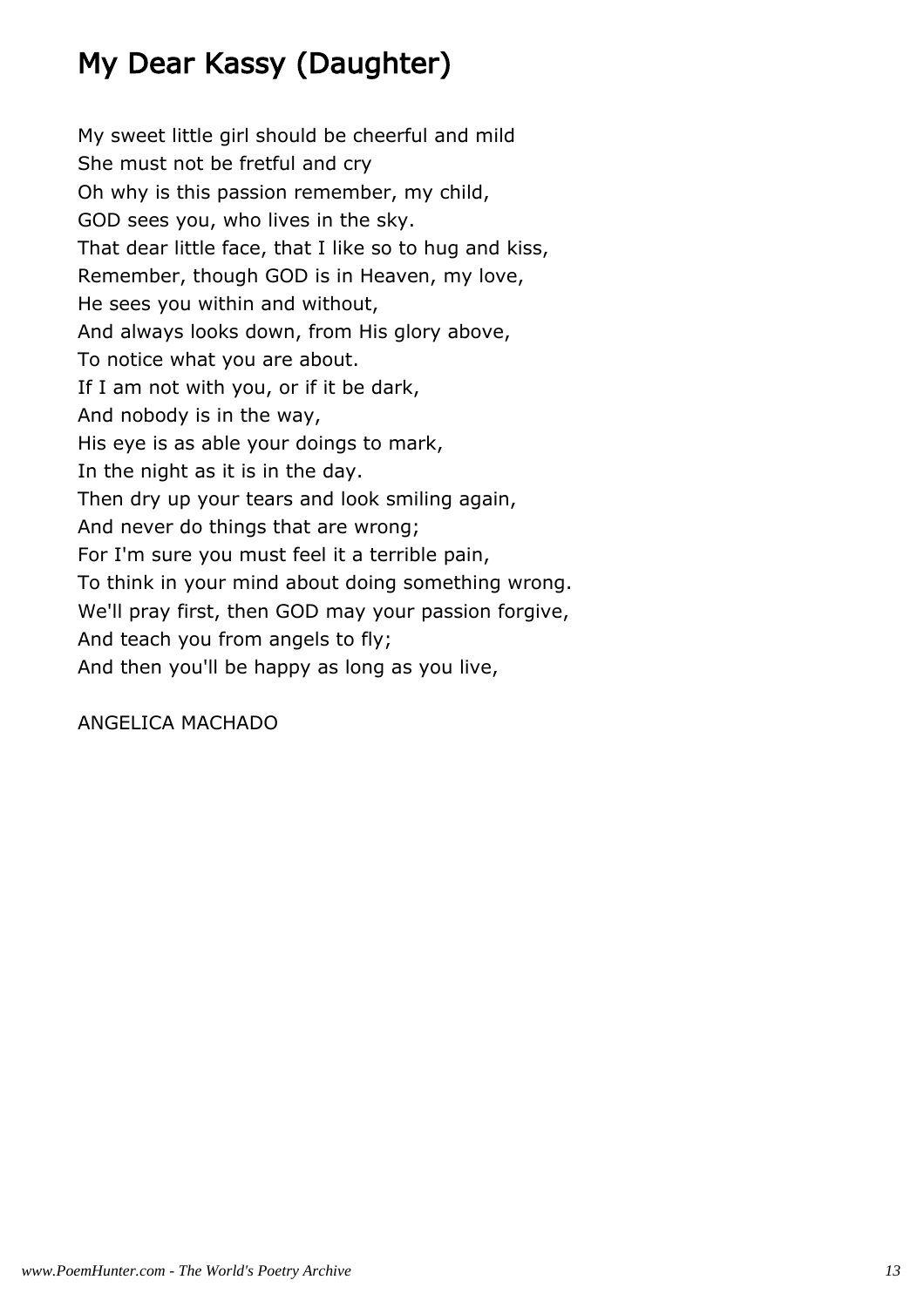# My Dear Kassy (Daughter)

My sweet little girl should be cheerful and mild  
She must not be fretful and cry  
Oh why is this passion remember, my child,  
GOD sees you, who lives in the sky.  
That dear little face, that I like so to hug and kiss,  
Remember, though GOD is in Heaven, my love,  
He sees you within and without,  
And always looks down, from His glory above,  
To notice what you are about.  
If I am not with you, or if it be dark,  
And nobody is in the way,  
His eye is as able your doings to mark,  
In the night as it is in the day.  
Then dry up your tears and look smiling again,  
And never do things that are wrong;  
For I'm sure you must feel it a terrible pain,  
To think in your mind about doing something wrong.  
We'll pray first, then GOD may your passion forgive,  
And teach you from angels to fly;  
And then you'll be happy as long as you live,

ANGELICA MACHADO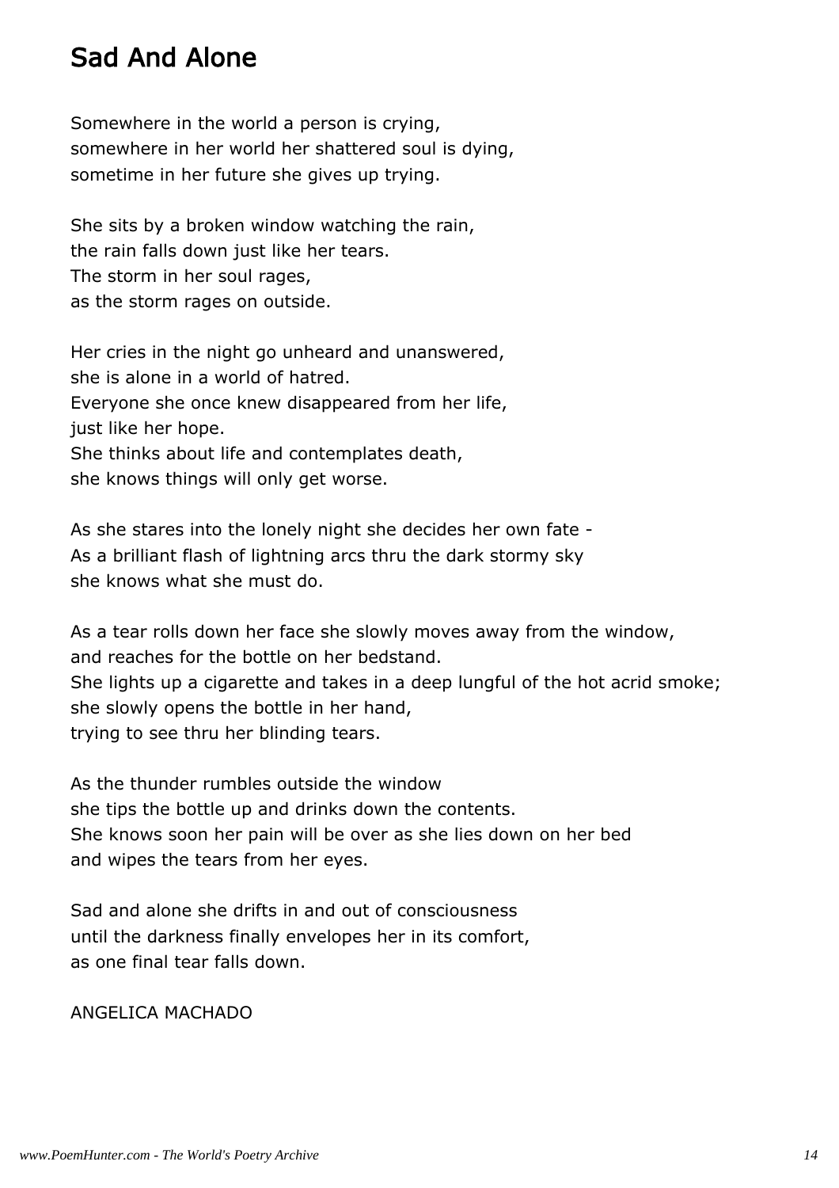# Sad And Alone

Somewhere in the world a person is crying,
somewhere in her world her shattered soul is dying,
sometime in her future she gives up trying.

She sits by a broken window watching the rain,
the rain falls down just like her tears.
The storm in her soul rages,
as the storm rages on outside.

Her cries in the night go unheard and unanswered,
she is alone in a world of hatred.
Everyone she once knew disappeared from her life,
just like her hope.
She thinks about life and contemplates death,
she knows things will only get worse.

As she stares into the lonely night she decides her own fate -
As a brilliant flash of lightning arcs thru the dark stormy sky
she knows what she must do.

As a tear rolls down her face she slowly moves away from the window,
and reaches for the bottle on her bedstand.
She lights up a cigarette and takes in a deep lungful of the hot acrid smoke;
she slowly opens the bottle in her hand,
trying to see thru her blinding tears.

As the thunder rumbles outside the window
she tips the bottle up and drinks down the contents.
She knows soon her pain will be over as she lies down on her bed
and wipes the tears from her eyes.

Sad and alone she drifts in and out of consciousness
until the darkness finally envelopes her in its comfort,
as one final tear falls down.

ANGELICA MACHADO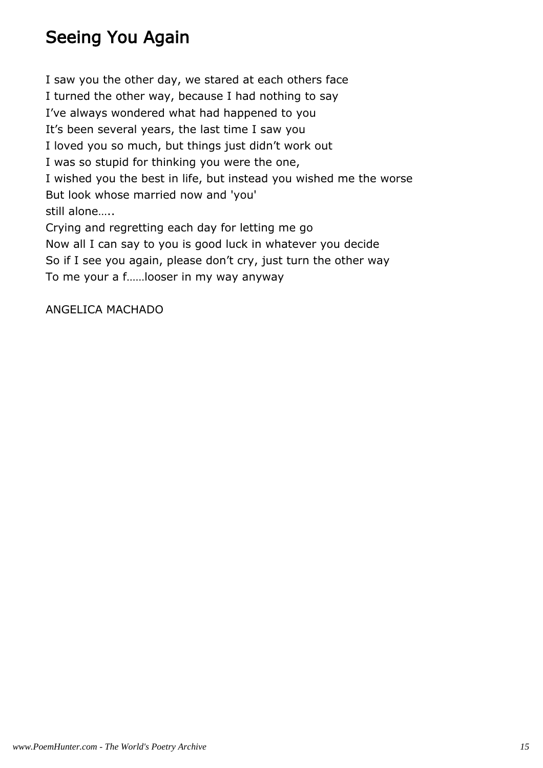# Seeing You Again

I saw you the other day, we stared at each others face  
I turned the other way, because I had nothing to say  
I've always wondered what had happened to you  
It's been several years, the last time I saw you  
I loved you so much, but things just didn't work out  
I was so stupid for thinking you were the one,  
I wished you the best in life, but instead you wished me the worse  
But look whose married now and 'you'  
still alone…..  
Crying and regretting each day for letting me go  
Now all I can say to you is good luck in whatever you decide  
So if I see you again, please don't cry, just turn the other way  
To me your a f……looser in my way anyway

ANGELICA MACHADO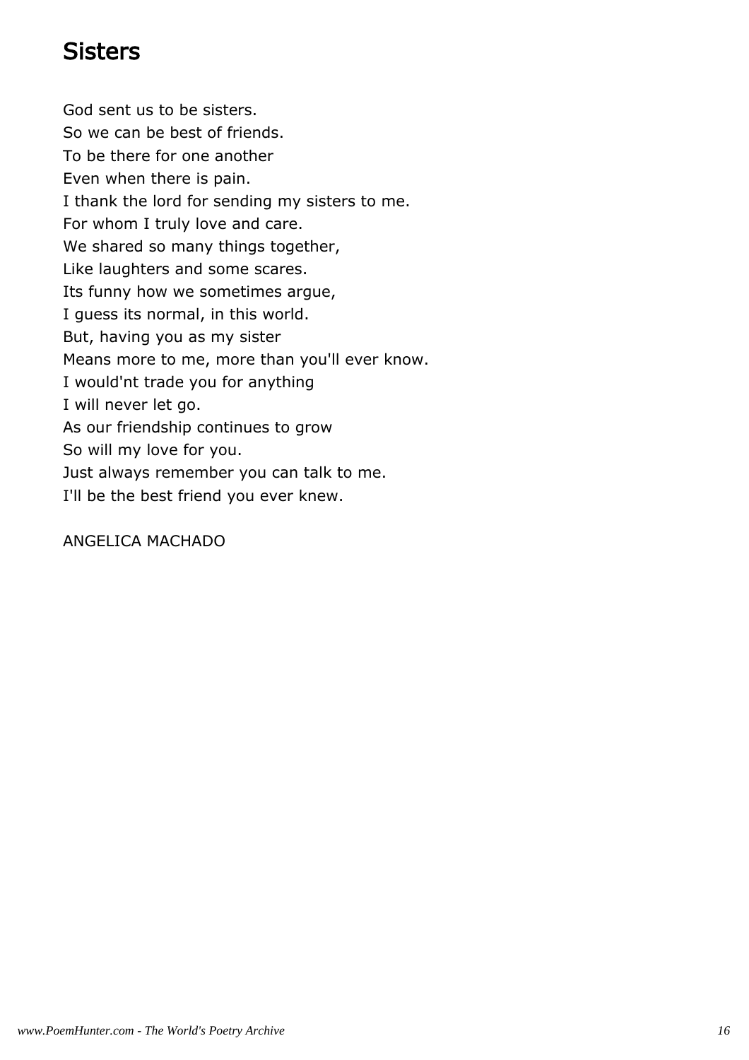# Sisters

God sent us to be sisters.
So we can be best of friends.
To be there for one another
Even when there is pain.
I thank the lord for sending my sisters to me.
For whom I truly love and care.
We shared so many things together,
Like laughters and some scares.
Its funny how we sometimes argue,
I guess its normal, in this world.
But, having you as my sister
Means more to me, more than you'll ever know.
I would'nt trade you for anything
I will never let go.
As our friendship continues to grow
So will my love for you.
Just always remember you can talk to me.
I'll be the best friend you ever knew.

ANGELICA MACHADO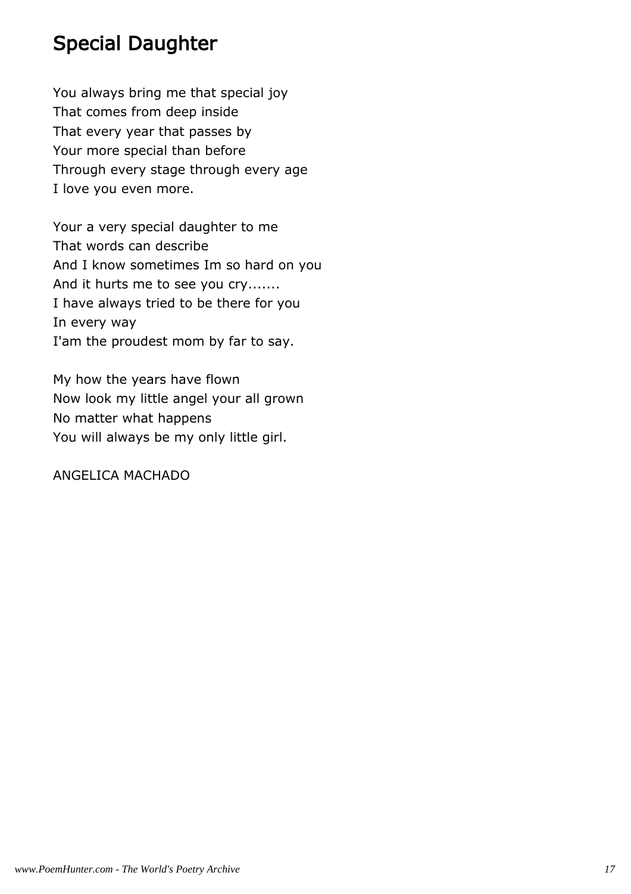# Special Daughter

You always bring me that special joy
That comes from deep inside
That every year that passes by
Your more special than before
Through every stage through every age
I love you even more.

Your a very special daughter to me
That words can describe
And I know sometimes Im so hard on you
And it hurts me to see you cry.......
I have always tried to be there for you
In every way
I'am the proudest mom by far to say.

My how the years have flown
Now look my little angel your all grown
No matter what happens
You will always be my only little girl.

ANGELICA MACHADO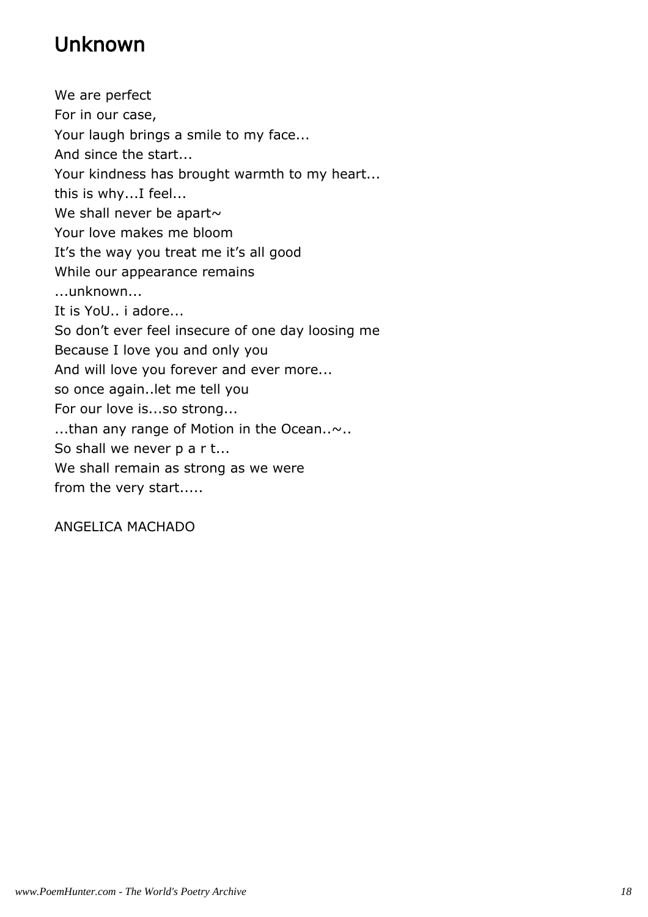# Unknown

We are perfect  
For in our case,  
Your laugh brings a smile to my face...  
And since the start...  
Your kindness has brought warmth to my heart...  
this is why...I feel...  
We shall never be apart~  
Your love makes me bloom  
It’s the way you treat me it’s all good  
While our appearance remains  
...unknown...  
It is YoU.. i adore...  
So don’t ever feel insecure of one day loosing me  
Because I love you and only you  
And will love you forever and ever more...  
so once again..let me tell you  
For our love is...so strong...  
...than any range of Motion in the Ocean..~..  
So shall we never p a r t...  
We shall remain as strong as we were  
from the very start.....

ANGELICA MACHADO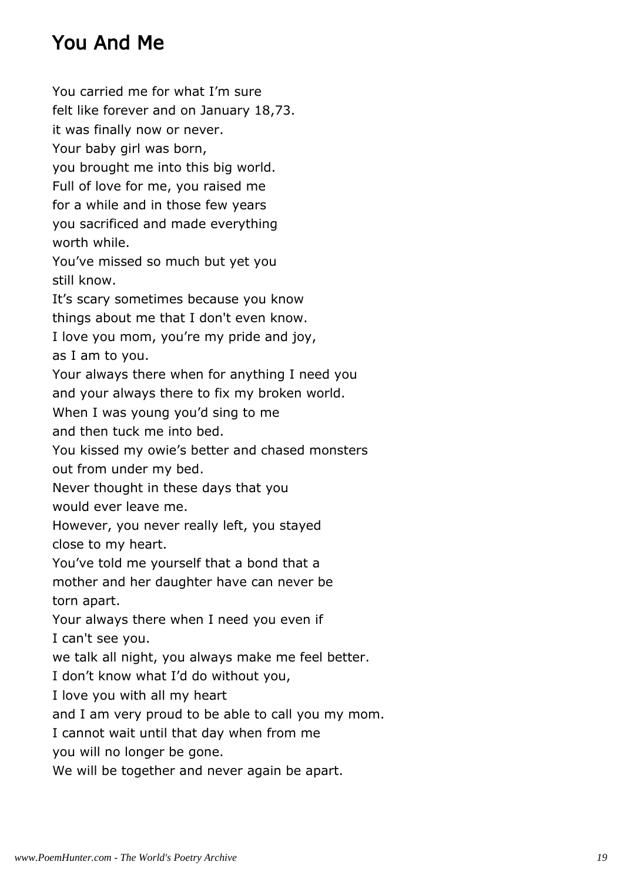## You And Me

You carried me for what I'm sure
felt like forever and on January 18,73.
it was finally now or never.
Your baby girl was born,
you brought me into this big world.
Full of love for me, you raised me
for a while and in those few years
you sacrificed and made everything
worth while.
You've missed so much but yet you
still know.
It's scary sometimes because you know
things about me that I don't even know.
I love you mom, you're my pride and joy,
as I am to you.
Your always there when for anything I need you
and your always there to fix my broken world.
When I was young you'd sing to me
and then tuck me into bed.
You kissed my owie's better and chased monsters
out from under my bed.
Never thought in these days that you
would ever leave me.
However, you never really left, you stayed
close to my heart.
You've told me yourself that a bond that a
mother and her daughter have can never be
torn apart.
Your always there when I need you even if
I can't see you.
we talk all night, you always make me feel better.
I don't know what I'd do without you,
I love you with all my heart
and I am very proud to be able to call you my mom.
I cannot wait until that day when from me
you will no longer be gone.
We will be together and never again be apart.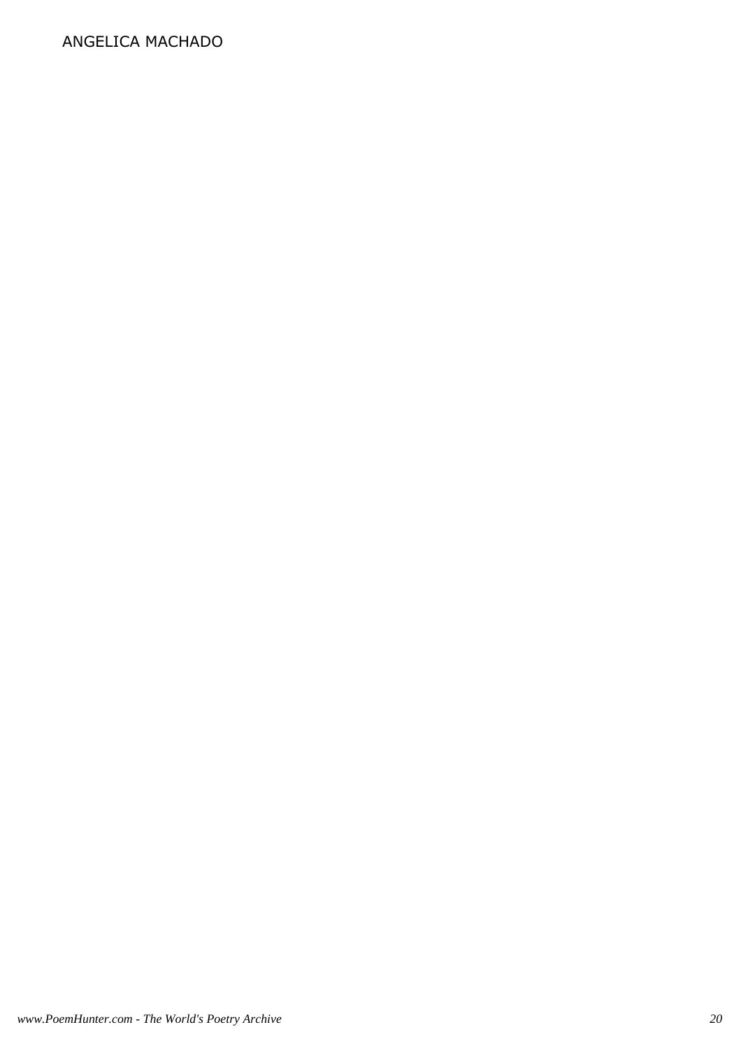ANGELICA MACHADO